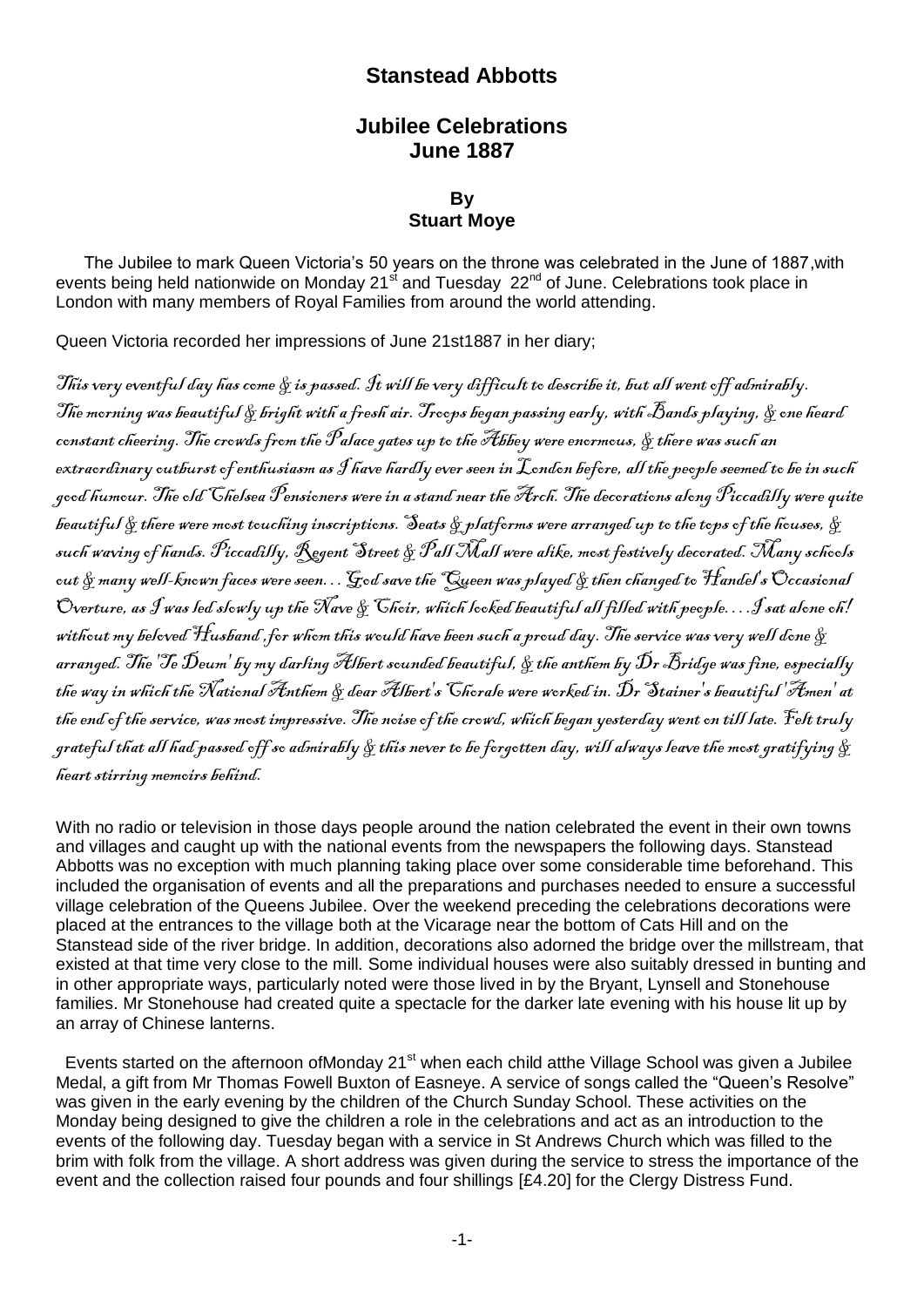# Stanstead Abbotts

## Jubilee Celebrations
## June 1887

### By
### Stuart Moye

The Jubilee to mark Queen Victoria's 50 years on the throne was celebrated in the June of 1887,with events being held nationwide on Monday 21st and Tuesday 22nd of June. Celebrations took place in London with many members of Royal Families from around the world attending.

Queen Victoria recorded her impressions of June 21st1887 in her diary;

*This very eventful day has come & is passed. It will be very difficult to describe it, but all went off admirably. The morning was beautiful & bright with a fresh air. Troops began passing early, with Bands playing, & one heard constant cheering. The crowds from the Palace gates up to the Abbey were enormous, & there was such an extraordinary outburst of enthusiasm as I have hardly ever seen in London before, all the people seemed to be in such good humour. The old Chelsea Pensioners were in a stand near the Arch. The decorations along Piccadilly were quite beautiful & there were most touching inscriptions. Seats & platforms were arranged up to the tops of the houses, & such waving of hands. Piccadilly, Regent Street & Pall Mall were alike, most festively decorated. Many schools out & many well-known faces were seen... God save the Queen was played & then changed to Handel's Occasional Overture, as I was led slowly up the Nave & Choir, which looked beautiful all filled with people.... I sat alone oh! without my beloved Husband ,for whom this would have been such a proud day. The service was very well done & arranged. The 'Te Deum' by my darling Albert sounded beautiful, & the anthem by Dr Bridge was fine, especially the way in which the National Anthem & dear Albert's Chorale were worked in. Dr Stainer's beautiful 'Amen' at the end of the service, was most impressive. The noise of the crowd, which began yesterday went on till late. Felt truly grateful that all had passed off so admirably & this never to be forgotten day, will always leave the most gratifying & heart stirring memoirs behind.*

With no radio or television in those days people around the nation celebrated the event in their own towns and villages and caught up with the national events from the newspapers the following days. Stanstead Abbotts was no exception with much planning taking place over some considerable time beforehand. This included the organisation of events and all the preparations and purchases needed to ensure a successful village celebration of the Queens Jubilee. Over the weekend preceding the celebrations decorations were placed at the entrances to the village both at the Vicarage near the bottom of Cats Hill and on the Stanstead side of the river bridge. In addition, decorations also adorned the bridge over the millstream, that existed at that time very close to the mill. Some individual houses were also suitably dressed in bunting and in other appropriate ways, particularly noted were those lived in by the Bryant, Lynsell and Stonehouse families. Mr Stonehouse had created quite a spectacle for the darker late evening with his house lit up by an array of Chinese lanterns.

Events started on the afternoon ofMonday 21st when each child atthe Village School was given a Jubilee Medal, a gift from Mr Thomas Fowell Buxton of Easneye. A service of songs called the "Queen's Resolve" was given in the early evening by the children of the Church Sunday School. These activities on the Monday being designed to give the children a role in the celebrations and act as an introduction to the events of the following day. Tuesday began with a service in St Andrews Church which was filled to the brim with folk from the village. A short address was given during the service to stress the importance of the event and the collection raised four pounds and four shillings [£4.20] for the Clergy Distress Fund.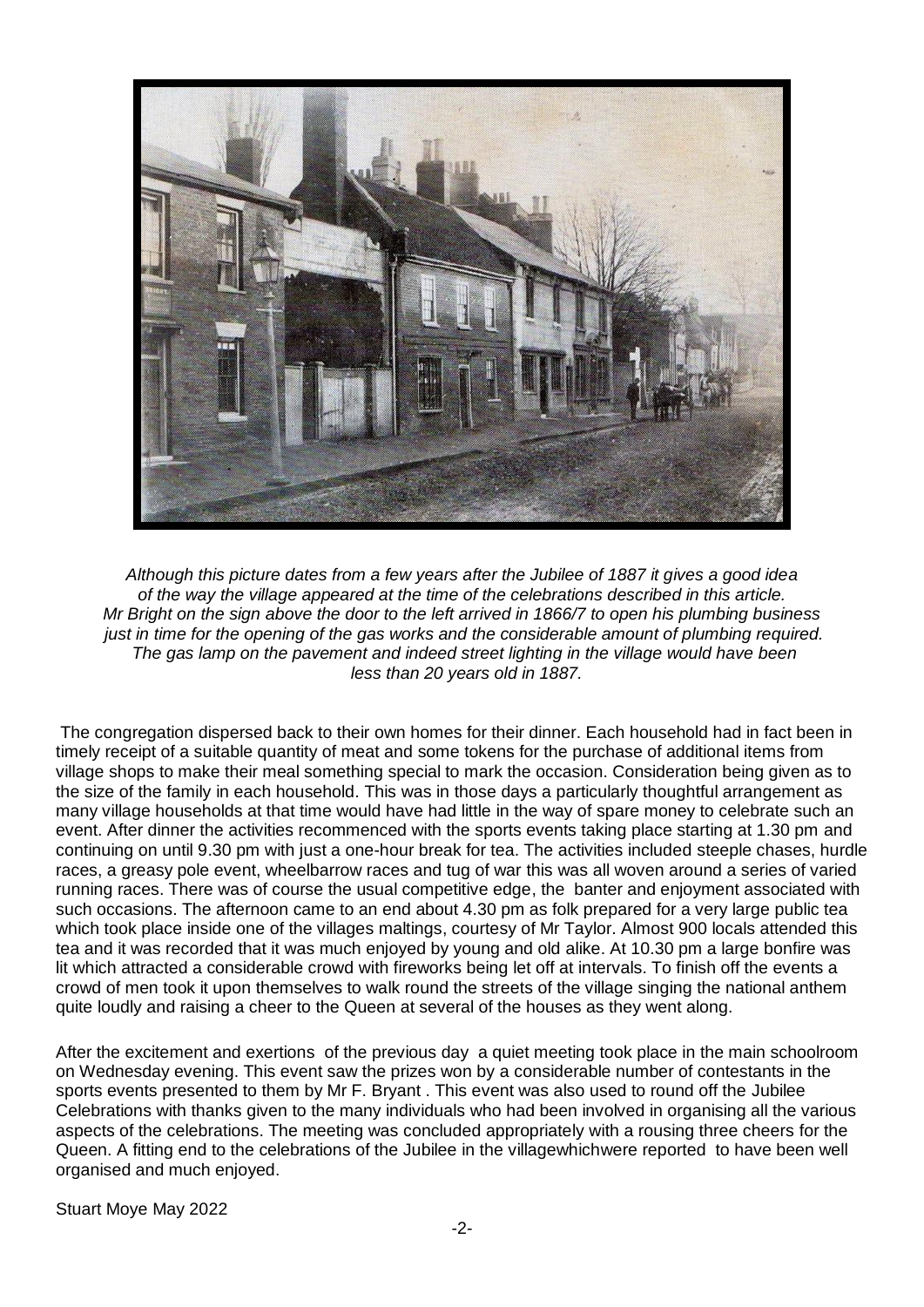*Although this picture dates from a few years after the Jubilee of 1887 it gives a good idea of the way the village appeared at the time of the celebrations described in this article. Mr Bright on the sign above the door to the left arrived in 1866/7 to open his plumbing business just in time for the opening of the gas works and the considerable amount of plumbing required. The gas lamp on the pavement and indeed street lighting in the village would have been less than 20 years old in 1887.*

The congregation dispersed back to their own homes for their dinner. Each household had in fact been in timely receipt of a suitable quantity of meat and some tokens for the purchase of additional items from village shops to make their meal something special to mark the occasion. Consideration being given as to the size of the family in each household. This was in those days a particularly thoughtful arrangement as many village households at that time would have had little in the way of spare money to celebrate such an event. After dinner the activities recommenced with the sports events taking place starting at 1.30 pm and continuing on until 9.30 pm with just a one-hour break for tea. The activities included steeple chases, hurdle races, a greasy pole event, wheelbarrow races and tug of war this was all woven around a series of varied running races. There was of course the usual competitive edge, the banter and enjoyment associated with such occasions. The afternoon came to an end about 4.30 pm as folk prepared for a very large public tea which took place inside one of the villages maltings, courtesy of Mr Taylor. Almost 900 locals attended this tea and it was recorded that it was much enjoyed by young and old alike. At 10.30 pm a large bonfire was lit which attracted a considerable crowd with fireworks being let off at intervals. To finish off the events a crowd of men took it upon themselves to walk round the streets of the village singing the national anthem quite loudly and raising a cheer to the Queen at several of the houses as they went along.

After the excitement and exertions of the previous day a quiet meeting took place in the main schoolroom on Wednesday evening. This event saw the prizes won by a considerable number of contestants in the sports events presented to them by Mr F. Bryant . This event was also used to round off the Jubilee Celebrations with thanks given to the many individuals who had been involved in organising all the various aspects of the celebrations. The meeting was concluded appropriately with a rousing three cheers for the Queen. A fitting end to the celebrations of the Jubilee in the villagewhichwere reported to have been well organised and much enjoyed.

Stuart Moye May 2022